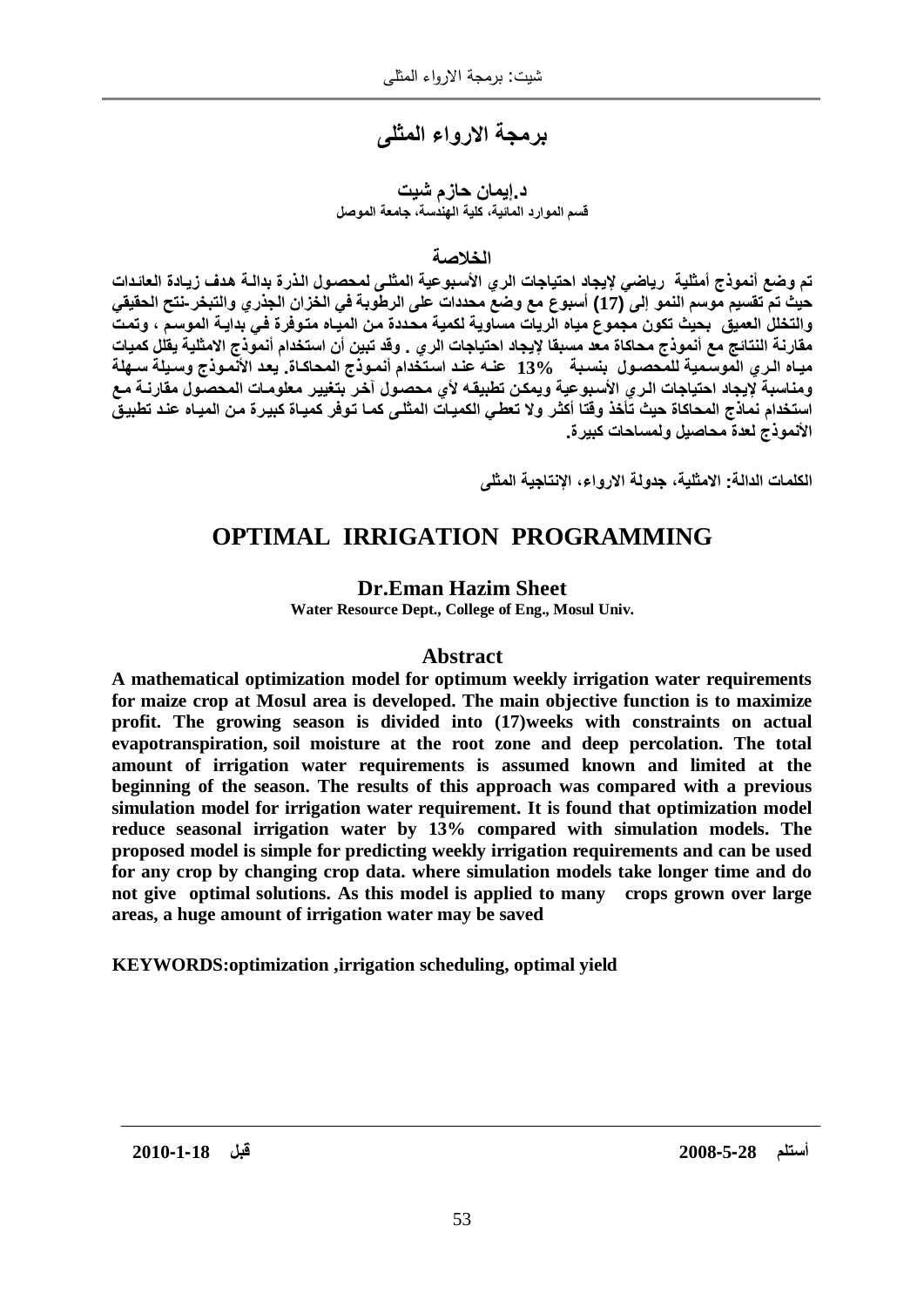# برمجة الارواء المثلى

**د.إيمان حازم شيت**
**قسم الموارد المائية، كلية الهندسة، جامعة الموصل**

## الخلاصة

**تم وضع أنموذج أمثلية رياضي لإيجاد احتياجات الري الأسبوعية المثلى لمحصول الذرة بدالة هدف زيادة العائدات حيث تم تقسيم موسم النمو إلى (17) أسبوع مع وضع محددات على الرطوبة في الخزان الجذري والتبخر-نتح الحقيقي والتخلل العميق بحيث تكون مجموع مياه الريات مساوية لكمية محددة من المياه متوفرة في بداية الموسم ، وتمت مقارنة النتائج مع أنموذج محاكاة معد مسبقا لإيجاد احتياجات الري . وقد تبين أن استخدام أنموذج الامثلية يقلل كميات مياه الري الموسمية للمحصول بنسبة 13% عنه عند استخدام أنموذج المحاكاة. يعد الأنموذج وسيلة سهلة ومناسبة لإيجاد احتياجات الري الأسبوعية ويمكن تطبيقه لأي محصول آخر بتغيير معلومات المحصول مقارنة مع استخدام نماذج المحاكاة حيث تأخذ وقتا أكثر ولا تعطي الكميات المثلى كما توفر كمياة كبيرة من المياه عند تطبيق الأنموذج لعدة محاصيل ولمساحات كبيرة.**

**الكلمات الدالة: الامثلية، جدولة الارواء، الإنتاجية المثلى**

# OPTIMAL IRRIGATION PROGRAMMING

**Dr.Eman Hazim Sheet**
**Water Resource Dept., College of Eng., Mosul Univ.**

## Abstract

**A mathematical optimization model for optimum weekly irrigation water requirements for maize crop at Mosul area is developed. The main objective function is to maximize profit. The growing season is divided into (17)weeks with constraints on actual evapotranspiration, soil moisture at the root zone and deep percolation. The total amount of irrigation water requirements is assumed known and limited at the beginning of the season. The results of this approach was compared with a previous simulation model for irrigation water requirement. It is found that optimization model reduce seasonal irrigation water by 13% compared with simulation models. The proposed model is simple for predicting weekly irrigation requirements and can be used for any crop by changing crop data. where simulation models take longer time and do not give optimal solutions. As this model is applied to many crops grown over large areas, a huge amount of irrigation water may be saved**

**KEYWORDS:optimization ,irrigation scheduling, optimal yield**

**أستلم 2008-5-28** **قبل 2010-1-18**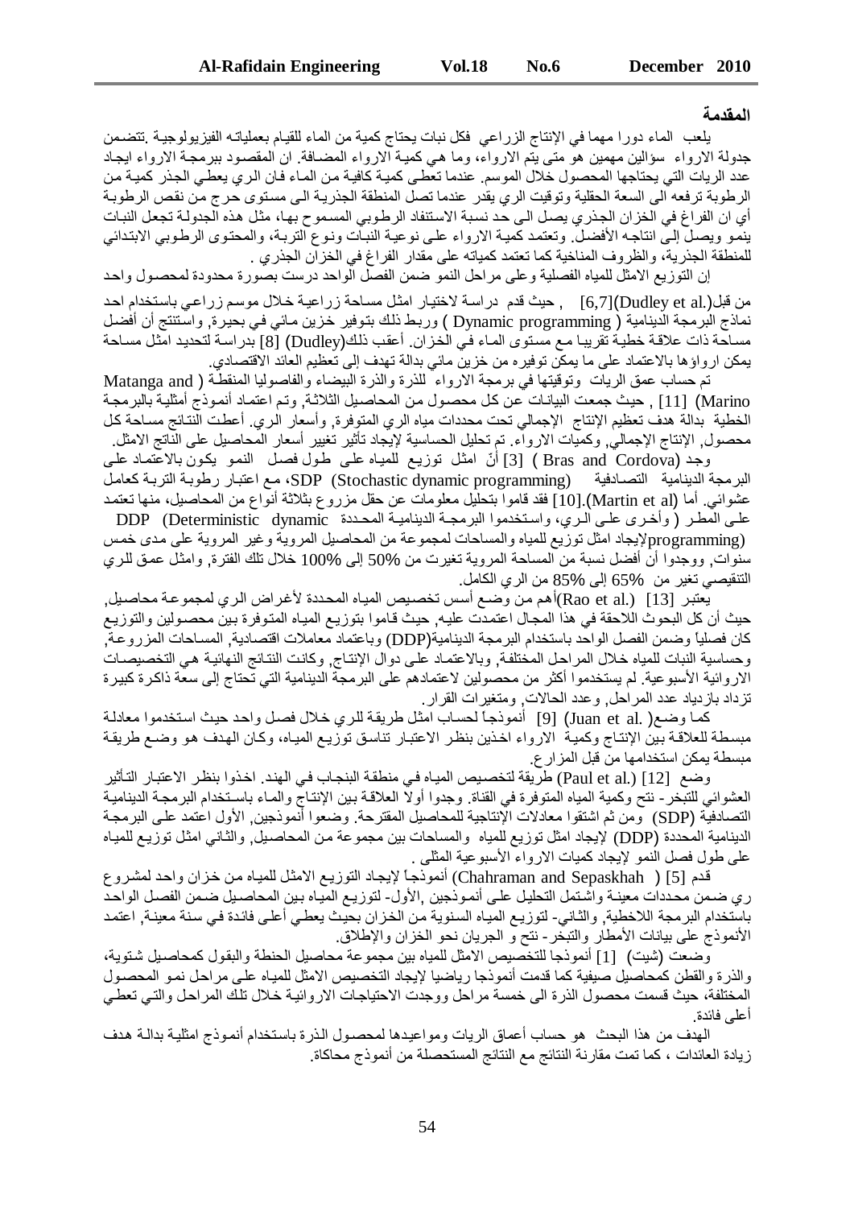## المقدمة

يلعب الماء دورا مهما في الإنتاج الزراعي فكل نبات يحتاج كمية من الماء للقيام بعملياته الفيزيولوجية .تتضمن جدولة الارواء سؤالين مهمين هو متى يتم الارواء، وما هي كمية الارواء المضافة. ان المقصود ببرمجة الارواء ايجاد عدد الريات التي يحتاجها المحصول خلال الموسم. عندما تعطى كمية كافية من الماء فان الري يعطي الجذر كمية من الرطوبة ترفعه الى السعة الحقلية وتوقيت الري يقدر عندما تصل المنطقة الجذرية الى مستوى حرج من نقص الرطوبة أي ان الفراغ في الخزان الجذري يصل الى حد نسبة الاستنفاد الرطوبي المسموح بها، مثل هذه الجدولة تجعل النبات ينمو ويصل إلى انتاجه الأفضل. وتعتمد كمية الارواء على نوعية النبات ونوع التربة، والمحتوى الرطوبي الابتدائي للمنطقة الجذرية، والظروف المناخية كما تعتمد كمياته على مقدار الفراغ في الخزان الجذري .

إن التوزيع الامثل للمياه الفصلية وعلى مراحل النمو ضمن الفصل الواحد درست بصورة محدودة لمحصول واحد من قبل(Dudley et al.)[6,7] , حيث قدم دراسة لاختيار امثل مساحة زراعية خلال موسم زراعي باستخدام احد نماذج البرمجة الدينامية ( Dynamic programming ) وربط ذلك بتوفير خزين مائي في بحيرة, واستنتج أن أفضل مساحة ذات علاقة خطية تقريبا مع مستوى الماء في الخزان. أعقب ذلك(Dudley) [8] بدراسة لتحديد امثل مساحة يمكن اراوؤها بالاعتماد على ما يمكن توفيره من خزين مائي بدالة تهدف إلى تعظيم العائد الاقتصادي.

تم حساب عمق الريات وتوقيتها في برمجة الارواء للذرة والذرة البيضاء والفاصوليا المنقطة ( Matanga and Marino) [11] , حيث جمعت البيانات عن كل محصول من المحاصيل الثلاثة, وتم اعتماد أنموذج أمثلية بالبرمجة الخطية بدالة هدف تعظيم الإنتاج الإجمالي تحت محددات مياه الري المتوفرة, وأسعار الري. أعطت النتائج مساحة كل محصول, الإنتاج الإجمالي, وكميات الارواء. تم تحليل الحساسية لإيجاد تأثير تغيير أسعار المحاصيل على الناتج الامثل.

وجد (Bras and Cordova ) [3] أنّ امثل توزيع للمياه على طول فصل النمو يكون بالاعتماد على البرمجة الدينامية التصادفية (Stochastic dynamic programming) SDP، مع اعتبار رطوبة التربة كعامل عشوائي. أما (Martin et al.)[10] فقد قاموا بتحليل معلومات عن حقل مزروع بثلاثة أنواع من المحاصيل، منها تعتمد على المطر ( وأخرى على الري، واستخدموا البرمجة الدينامية المحددة DDP (Deterministic dynamic programming)لإيجاد امثل توزيع للمياه والمساحات لمجموعة من المحاصيل المروية وغير المروية على مدى خمس سنوات, ووجدوا أن أفضل نسبة من المساحة المروية تغيرت من 50% إلى 100% خلال تلك الفترة, وامثل عمق للري التنقيصي تغير من 65% إلى 85% من الري الكامل.

يعتبر (Rao et al.) [13] أهم من وضع أسس تخصيص المياه المحددة لأغراض الري لمجموعة محاصيل, حيث أن كل البحوث اللاحقة في هذا المجال اعتمدت عليه, حيث قاموا بتوزيع المياه المتوفرة بين محصولين والتوزيع كان فصليا وضمن الفصل الواحد باستخدام البرمجة الدينامية(DDP) وباعتماد معاملات اقتصادية, المساحات المزروعة, وحساسية النبات للمياه خلال المراحل المختلفة, وبالاعتماد على دوال الإنتاج, وكانت النتائج النهائية هي التخصيصات الاروائية الأسبوعية. لم يستخدموا أكثر من محصولين لاعتمادهم على البرمجة الدينامية التي تحتاج إلى سعة ذاكرة كبيرة تزداد بازدياد عدد المراحل, وعدد الحالات, ومتغيرات القرار.

كما وضع( Juan et al.) [9] أنموذجاً لحساب امثل طريقة للري خلال فصل واحد حيث استخدموا معادلة مبسطة للعلاقة بين الإنتاج وكمية الارواء اخذين بنظر الاعتبار تناسق توزيع المياه، وكان الهدف هو وضع طريقة مبسطة يمكن استخدامها من قبل المزارع.

وضع (Paul et al.) [12] طريقة لتخصيص المياه في منطقة البنجاب في الهند. اخذوا بنظر الاعتبار التأثير العشوائي للتبخر- نتح وكمية المياه المتوفرة في القناة. وجدوا أولا العلاقة بين الإنتاج والماء باستخدام البرمجة الدينامية التصادفية (SDP) ومن ثم اشتقوا معادلات الإنتاجية للمحاصيل المقترحة. وضعوا أنموذجين, الأول اعتمد على البرمجة الدينامية المحددة (DDP) لإيجاد امثل توزيع للمياه والمساحات بين مجموعة من المحاصيل, والثاني امثل توزيع للمياه على طول فصل النمو لإيجاد كميات الارواء الأسبوعية المثلى .

قدم ( Chahraman and Sepaskhah) [5] أنموذجاً لإيجاد التوزيع الامثل للمياه من خزان واحد لمشروع ري ضمن محددات معينة واشتمل التحليل على أنموذجين ,الأول- لتوزيع المياه بين المحاصيل ضمن الفصل الواحد باستخدام البرمجة اللاخطية, والثاني- لتوزيع المياه السنوية من الخزان بحيث يعطي أعلى فائدة في سنة معينة, اعتمد الأنموذج على بيانات الأمطار والتبخر- نتح و الجريان نحو الخزان والإطلاق.

وضعت (شيت) [1] أنموذجا للتخصيص الامثل للمياه بين مجموعة محاصيل الحنطة والبقول كمحاصيل شتوية، والذرة والقطن كمحاصيل صيفية كما قدمت أنموذجا رياضيا لإيجاد التخصيص الامثل للمياه على مراحل نمو المحصول المختلفة، حيث قسمت محصول الذرة الى خمسة مراحل ووجدت الاحتياجات الاروائية خلال تلك المراحل والتي تعطي أعلى فائدة.

الهدف من هذا البحث هو حساب أعماق الريات ومواعيدها لمحصول الذرة باستخدام أنموذج امثلية بدالة هدف زيادة العائدات ، كما تمت مقارنة النتائج مع النتائج المستحصلة من أنموذج محاكاة.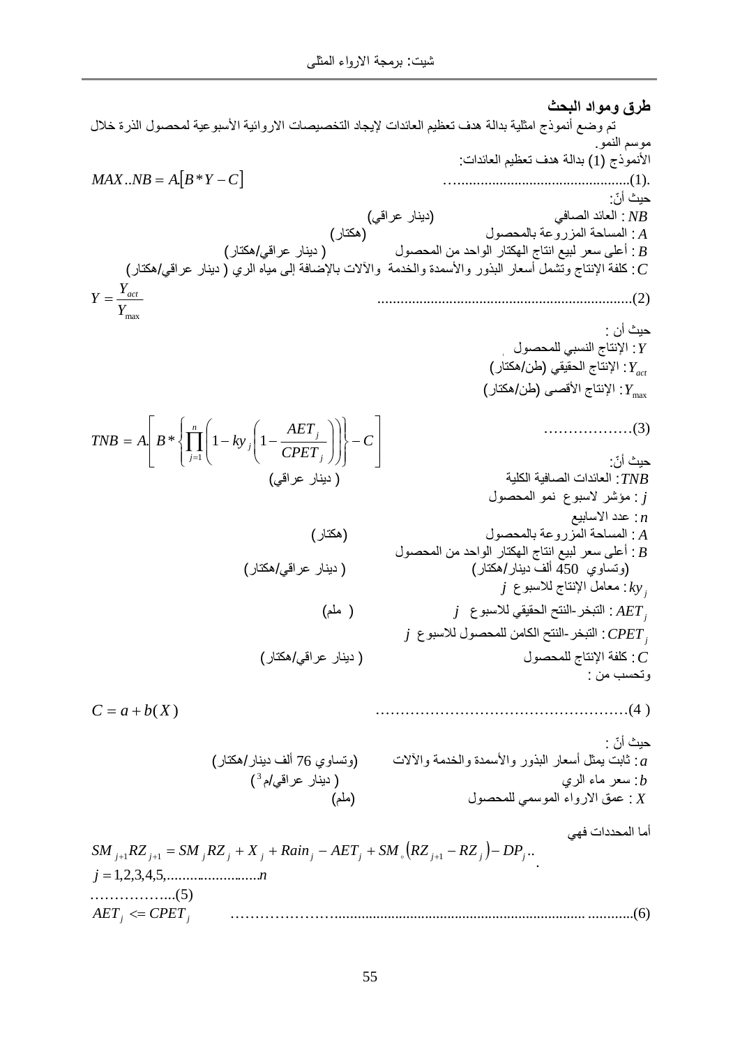## طرق ومواد البحث

تم وضع أنموذج امثلية بدالة هدف تعظيم العائدات لإيجاد التخصيصات الاروائية الأسبوعية لمحصول الذرة خلال موسم النمو.

الأنموذج (1) بدالة هدف تعظيم العائدات:

$$MAX..NB = A.[B * Y - C] \quad \text{.............................................(1).}$$

حيث أنّ:

$NB$ : العائد الصافي (دينار عراقي)

$A$ : المساحة المزروعة بالمحصول (هكتار)

$B$ : أعلى سعر لبيع انتاج الهكتار الواحد من المحصول ( دينار عراقي/هكتار)

$C$ : كلفة الإنتاج وتشمل أسعار البذور والأسمدة والخدمة والآلات بالإضافة إلى مياه الري ( دينار عراقي/هكتار)

$$Y = \frac{Y_{act}}{Y_{\max}} \quad \text{...................................................................(2)}$$

حيث أن :

$Y$ : الإنتاج النسبي للمحصول

$Y_{act}$ : الإنتاج الحقيقي (طن/هكتار)

$Y_{\max}$ : الإنتاج الأقصى (طن/هكتار)

$$TNB = A.\left[ B * \left\{ \prod_{j=1}^{n} \left( 1 - ky_j \left( 1 - \frac{AET_j}{CPET_j} \right) \right) \right\} - C \right] \quad \text{………………(3)}$$

حيث أنّ:

$TNB$ : العائدات الصافية الكلية ( دينار عراقي)

$j$ : مؤشر لاسبوع نمو المحصول

$n$ : عدد الاسابيع

$A$ : المساحة المزروعة بالمحصول (هكتار)

$B$ : أعلى سعر لبيع انتاج الهكتار الواحد من المحصول (وتساوي 450 ألف دينار/هكتار) ( دينار عراقي/هكتار)

$ky_j$ : معامل الإنتاج للاسبوع $j$

$AET_j$ : التبخر-النتح الحقيقي للاسبوع $j$ ( ملم)

$CPET_j$ : التبخر-النتح الكامن للمحصول للاسبوع $j$

$C$ : كلفة الإنتاج للمحصول ( دينار عراقي/هكتار)

وتحسب من :

$$C = a + b(X) \quad \text{……………………………………………(4 )}$$

حيث أنّ :

$a$ : ثابت يمثل أسعار البذور والأسمدة والخدمة والآلات (وتساوي 76 ألف دينار/هكتار)

$b$ : سعر ماء الري ( دينار عراقي/$م^3$)

$X$ : عمق الارواء الموسمي للمحصول (ملم)

أما المحددات فهي

$$SM_{j+1}RZ_{j+1} = SM_j RZ_j + X_j + Rain_j - AET_j + SM_{\circ}\left(RZ_{j+1} - RZ_j\right) - DP_j ..$$

$j = 1,2,3,4,5,........................n$

……………...(5)

$$AET_j <= CPET_j \quad \text{……………….................................................................. ............(6)}$$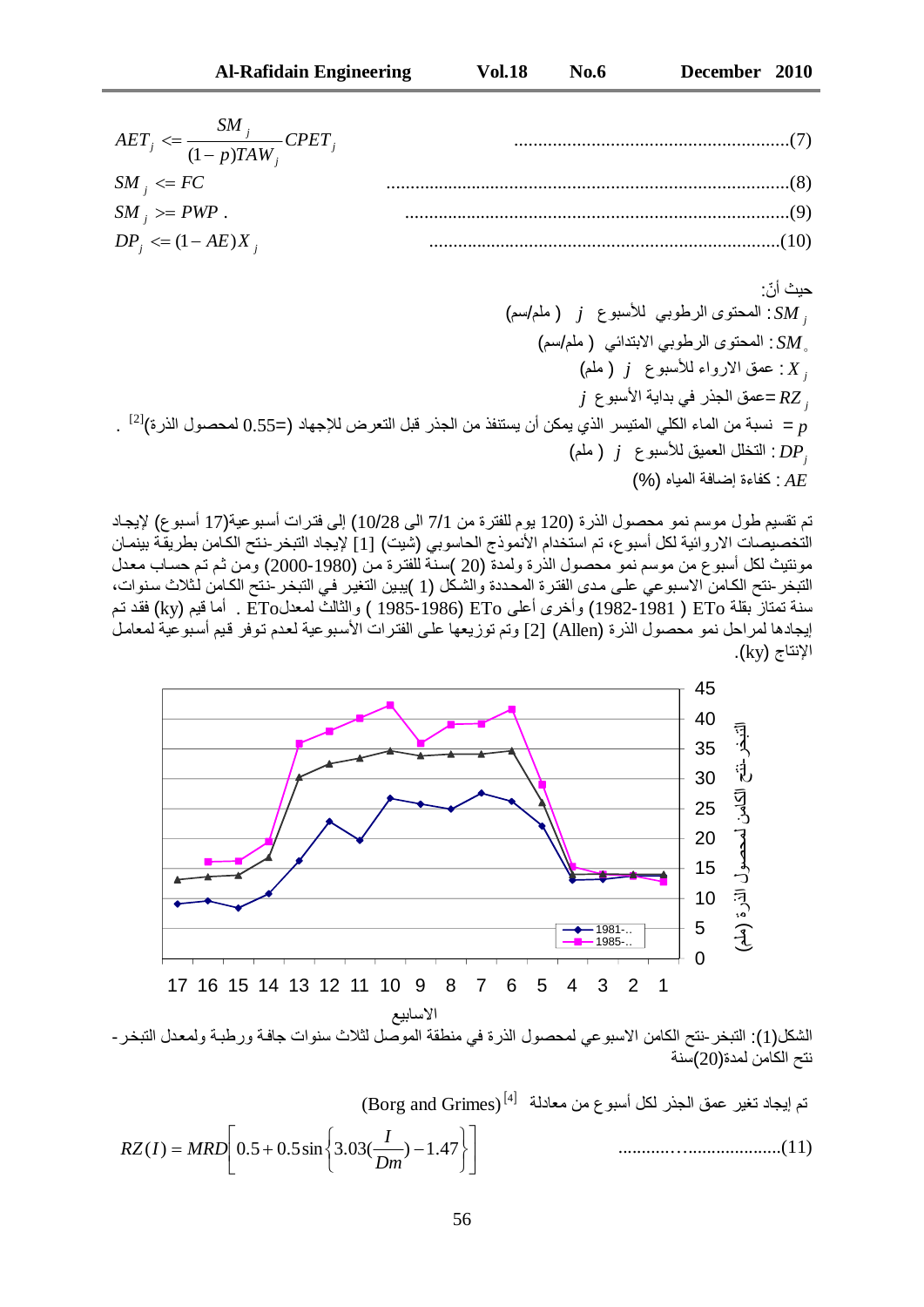$$AET_j <= \frac{SM_j}{(1-p)TAW_j} CPET_j \quad \text{.........................................................(7)}$$

$$SM_j <= FC \quad \text{...................................................................................(8)}$$

$$SM_j >= PWP \,. \quad \text{...............................................................................(9)}$$

$$DP_j <= (1-AE)X_j \quad \text{........................................................................(10)}$$

حيث أنّ:

$SM_j$: المحتوى الرطوبي للأسبوع $j$ ( ملم/سم)

$SM_o$: المحتوى الرطوبي الابتدائي ( ملم/سم)

$X_j$: عمق الارواء للأسبوع $j$ ( ملم)

$RZ_j$=عمق الجذر في بداية الأسبوع $j$

$p$ = نسبة من الماء الكلي المتيسر الذي يمكن أن يستنفذ من الجذر قبل التعرض للإجهاد (=0.55 لمحصول الذرة)[2] .

$DP_j$: التخلل العميق للأسبوع $j$ ( ملم)

$AE$: كفاءة إضافة المياه (%)

تم تقسيم طول موسم نمو محصول الذرة (120 يوم للفترة من 7/1 الى 10/28) إلى فترات أسبوعية(17 أسبوع) لإيجاد التخصيصات الاروائية لكل أسبوع، تم استخدام الأنموذج الحاسوبي (شيت) [1] لإيجاد التبخر-نتح الكامن بطريقة بينمان مونتيث لكل أسبوع من موسم نمو محصول الذرة ولمدة (20 )سنة للفترة من (1980-2000) ومن ثم تم حساب معدل التبخر-نتح الكامن الاسبوعي على مدى الفترة المحددة والشكل (1 )يبين التغير في التبخر-نتح الكامن لثلاث سنوات، سنة تمتاز بقلة ETo ( 1981-1982) وأخرى أعلى ETo ( 1985-1986) والثالث لمعدلETo . أما قيم (ky) فقد تم إيجادها لمراحل نمو محصول الذرة (Allen) [2] وتم توزيعها على الفترات الأسبوعية لعدم توفر قيم أسبوعية لمعامل الإنتاج (ky).

الشكل(1): التبخر-نتح الكامن الاسبوعي لمحصول الذرة في منطقة الموصل لثلاث سنوات جافة ورطبة ولمعدل التبخر-نتح الكامن لمدة(20)سنة

تم إيجاد تغير عمق الجذر لكل أسبوع من معادلة [4](Borg and Grimes)

$$RZ(I) = MRD\left[0.5 + 0.5\sin\left\{3.03\left(\frac{I}{Dm}\right) - 1.47\right\}\right] \quad \text{.....................(11)}$$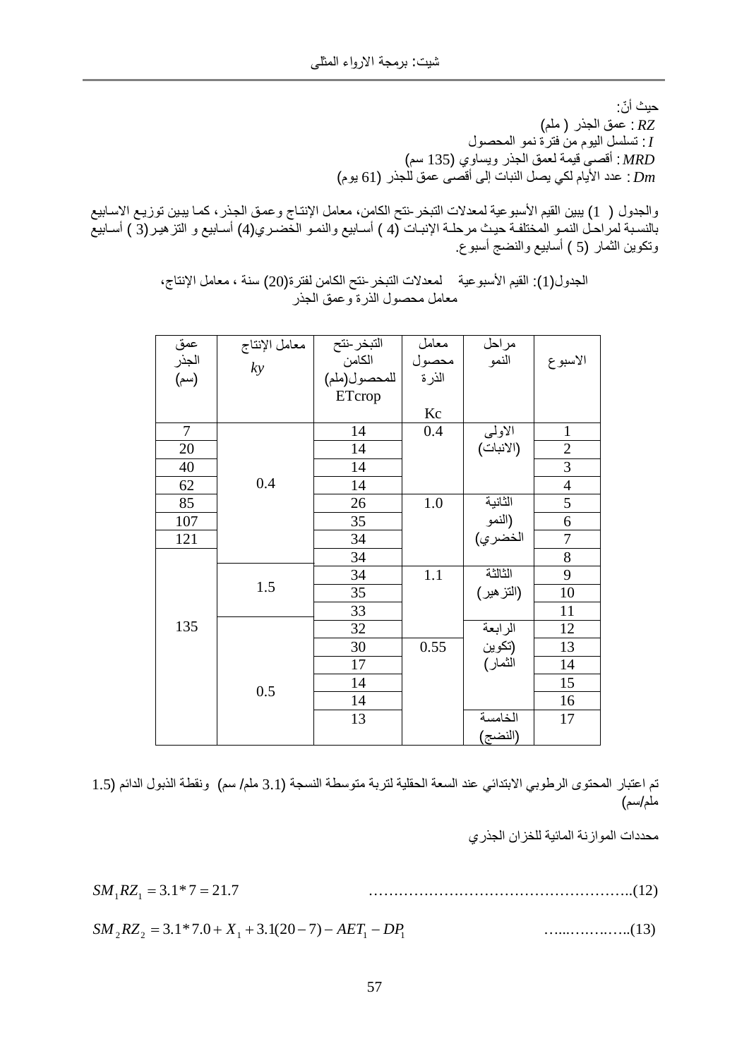حيث أنّ:

$RZ$ : عمق الجذر ( ملم)

$I$ : تسلسل اليوم من فترة نمو المحصول

$MRD$ : أقصى قيمة لعمق الجذر ويساوي (135 سم)

$Dm$ : عدد الأيام لكي يصل النبات إلى أقصى عمق للجذر (61 يوم)

والجدول ( 1) يبين القيم الأسبوعية لمعدلات التبخر-نتح الكامن، معامل الإنتاج وعمق الجذر، كما يبين توزيع الاسابيع بالنسبة لمراحل النمو المختلفة حيث مرحلة الإنبات (4 ) أسابيع والنمو الخضري(4) أسابيع و التزهير(3 ) أسابيع وتكوين الثمار (5 ) أسابيع والنضج أسبوع.

الجدول(1): القيم الأسبوعية لمعدلات التبخر-نتح الكامن لفترة(20) سنة ، معامل الإنتاج، معامل محصول الذرة وعمق الجذر

| الاسبوع | مراحل النمو | معامل محصول الذرة Kc | التبخر-نتح الكامن للمحصول(ملم) ETcrop | معامل الإنتاج $ky$ | عمق الجذر (سم) |
|---|---|---|---|---|---|
| 1 | الاولى (الانبات) | 0.4 | 14 | 0.4 | 7 |
| 2 | | | 14 | | 20 |
| 3 | | | 14 | | 40 |
| 4 | | | 14 | | 62 |
| 5 | الثانية (النمو الخضري) | 1.0 | 26 | | 85 |
| 6 | | | 35 | | 107 |
| 7 | | | 34 | | 121 |
| 8 | | | 34 | | 135 |
| 9 | الثالثة (التزهير) | 1.1 | 34 | 1.5 | |
| 10 | | | 35 | | |
| 11 | | | 33 | | |
| 12 | الرابعة (تكوين الثمار) | | 32 | 0.5 | |
| 13 | | 0.55 | 30 | | |
| 14 | | | 17 | | |
| 15 | | | 14 | | |
| 16 | | | 14 | | |
| 17 | الخامسة (النضج) | | 13 | | |

تم اعتبار المحتوى الرطوبي الابتدائي عند السعة الحقلية لتربة متوسطة النسجة (3.1 ملم/ سم) ونقطة الذبول الدائم (1.5 ملم/سم)

محددات الموازنة المائية للخزان الجذري

$$SM_1RZ_1 = 3.1*7 = 21.7 \qquad \text{.....(12)}$$

$$SM_2RZ_2 = 3.1*7.0 + X_1 + 3.1(20-7) - AET_1 - DP_1 \qquad \text{.....(13)}$$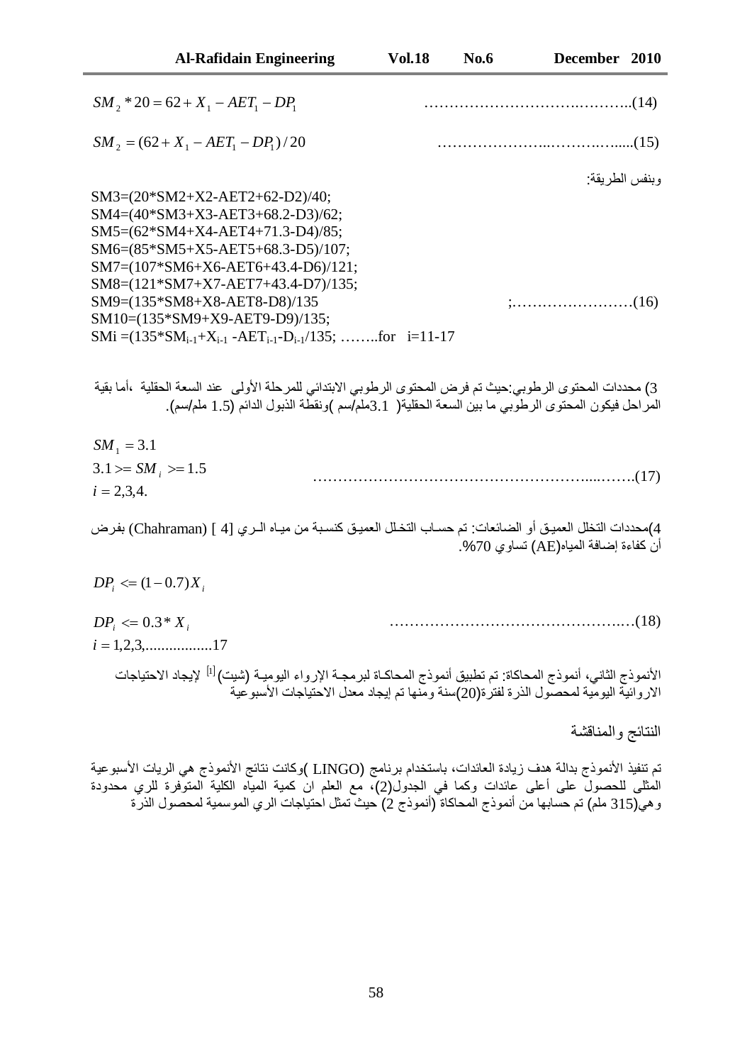$$SM_2 * 20 = 62 + X_1 - AET_1 - DP_1 \quad \ldots\ldots(14)$$

$$SM_2 = (62 + X_1 - AET_1 - DP_1)/20 \quad \ldots\ldots(15)$$

وبنفس الطريقة:

SM3=(20*SM2+X2-AET2+62-D2)/40;
SM4=(40*SM3+X3-AET3+68.2-D3)/62;
SM5=(62*SM4+X4-AET4+71.3-D4)/85;
SM6=(85*SM5+X5-AET5+68.3-D5)/107;
SM7=(107*SM6+X6-AET6+43.4-D6)/121;
SM8=(121*SM7+X7-AET7+43.4-D7)/135;
SM9=(135*SM8+X8-AET8-D8)/135 ;……………………(16)
SM10=(135*SM9+X9-AET9-D9)/135;
$SMi = (135*SM_{i-1}+X_{i-1} - AET_{i-1} - D_{i-1}/135$; ……..for i=11-17

3) محددات المحتوى الرطوبي:حيث تم فرض المحتوى الرطوبي الابتدائي للمرحلة الأولى عند السعة الحقلية ،أما بقية المراحل فيكون المحتوى الرطوبي ما بين السعة الحقلية( 3.1ملم/سم )ونقطة الذبول الدائم (1.5 ملم/سم).

$$SM_1 = 3.1$$
$$3.1 >= SM_i >= 1.5 \quad \ldots\ldots(17)$$
$$i = 2,3,4.$$

4)محددات التخلل العميق أو الضائعات: تم حساب التخلل العميق كنسبة من مياه الري [4 ] (Chahraman) بفرض أن كفاءة إضافة المياه(AE) تساوي 70%.

$$DP_i <= (1 - 0.7) X_i$$

$$DP_i <= 0.3 * X_i \quad \ldots\ldots(18)$$
$$i = 1,2,3,\ldots\ldots17$$

الأنموذج الثاني، أنموذج المحاكاة: تم تطبيق أنموذج المحاكاة لبرمجة الإرواء اليومية (شيت)[1] لإيجاد الاحتياجات الاروائية اليومية لمحصول الذرة لفترة(20)سنة ومنها تم إيجاد معدل الاحتياجات الأسبوعية

## النتائج والمناقشة

تم تنفيذ الأنموذج بدالة هدف زيادة العائدات، باستخدام برنامج (LINGO )وكانت نتائج الأنموذج هي الريات الأسبوعية المثلى للحصول على أعلى عائدات وكما في الجدول(2)، مع العلم ان كمية المياه الكلية المتوفرة للري محدودة وهي(315 ملم) تم حسابها من أنموذج المحاكاة (أنموذج 2) حيث تمثل احتياجات الري الموسمية لمحصول الذرة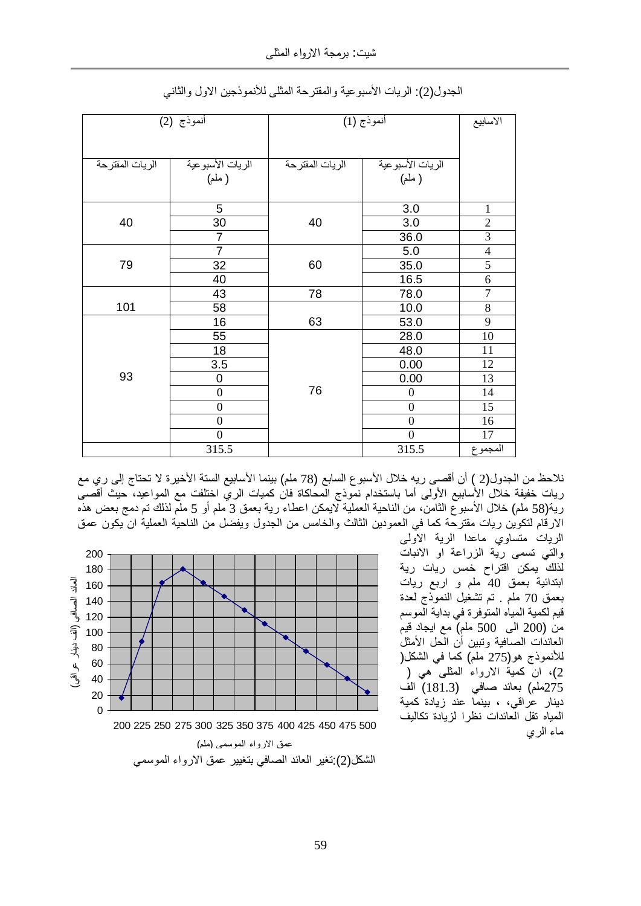الجدول(2): الريات الأسبوعية والمقترحة المثلى للأنموذجين الاول والثاني

| الاسابيع | أنموذج (1) | | أنموذج (2) | |
|---|---|---|---|---|
| | الريات الأسبوعية ( ملم) | الريات المقترحة | الريات الأسبوعية ( ملم) | الريات المقترحة |
| 1 | 3.0 | 40 | 5 | 40 |
| 2 | 3.0 | | 30 | |
| 3 | 36.0 | | 7 | |
| 4 | 5.0 | 60 | 7 | 79 |
| 5 | 35.0 | | 32 | |
| 6 | 16.5 | | 40 | |
| 7 | 78.0 | 78 | 43 | 101 |
| 8 | 10.0 | 63 | 58 | |
| 9 | 53.0 | | 16 | 93 |
| 10 | 28.0 | 76 | 55 | |
| 11 | 48.0 | | 18 | |
| 12 | 0.00 | | 3.5 | |
| 13 | 0.00 | | 0 | |
| 14 | 0 | | 0 | |
| 15 | 0 | | 0 | |
| 16 | 0 | | 0 | |
| 17 | 0 | | 0 | |
| المجموع | 315.5 | | 315.5 | |

نلاحظ من الجدول(2 ) أن أقصى ريه خلال الأسبوع السابع (78 ملم) بينما الأسابيع الستة الأخيرة لا تحتاج إلى ري مع ريات خفيفة خلال الأسابيع الأولى أما باستخدام نموذج المحاكاة فان كميات الري اختلفت مع المواعيد، حيث أقصى رية(58 ملم) خلال الأسبوع الثامن، من الناحية العملية لايمكن اعطاء رية بعمق 3 ملم أو 5 ملم لذلك تم دمج بعض هذه الارقام لتكوين ريات مقترحة كما في العمودين الثالث والخامس من الجدول ويفضل من الناحية العملية ان يكون عمق الريات متساوي ماعدا الرية الاولى والتي تسمى رية الزراعة او الانبات لذلك يمكن اقتراح خمس ريات رية ابتدائية بعمق 40 ملم و اربع ريات بعمق 70 ملم . تم تشغيل النموذج لعدة قيم لكمية المياه المتوفرة في بداية الموسم من (200 الى 500 ملم) مع ايجاد قيم العائدات الصافية وتبين أن الحل الأمثل للأنموذج هو(275 ملم) كما في الشكل( 2)، ان كمية الارواء المثلى هي ( 275ملم) بعائد صافي (181.3) الف دينار عراقي، ، بينما عند زيادة كمية المياه تقل العائدات نظرا لزيادة تكاليف ماء الري

الشكل(2):تغير العائد الصافي بتغيير عمق الارواء الموسمي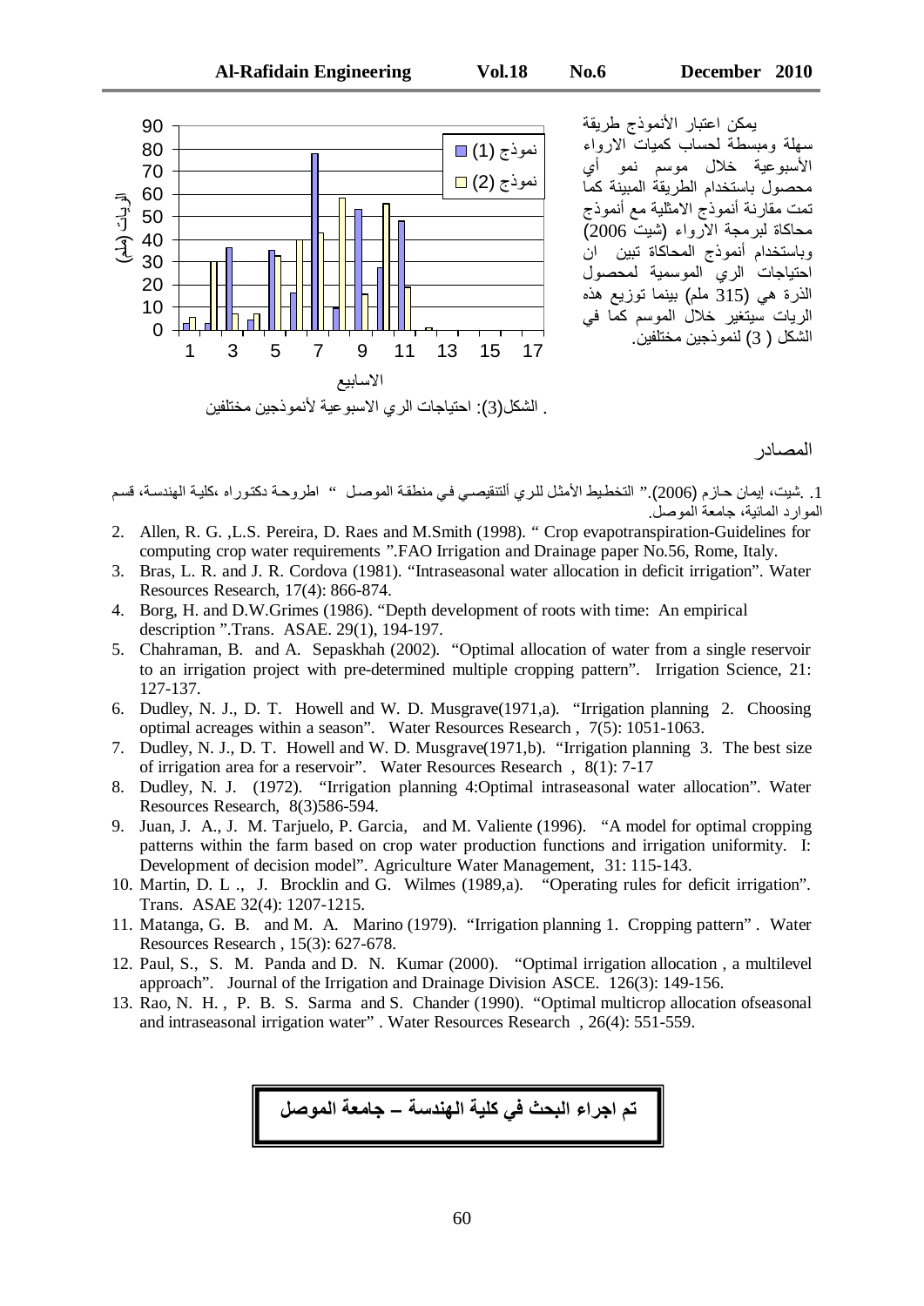يمكن اعتبار الأنموذج طريقة سهلة ومبسطة لحساب كميات الارواء الأسبوعية خلال موسم نمو أي محصول باستخدام الطريقة المبينة كما تمت مقارنة أنموذج الامثلية مع أنموذج محاكاة لبرمجة الارواء (شيت 2006) وباستخدام أنموذج المحاكاة تبين ان احتياجات الري الموسمية لمحصول الذرة هي (315 ملم) بينما توزيع هذه الريات سيتغير خلال الموسم كما في الشكل ( 3) لنموذجين مختلفين.

نموذج (1)
نموذج (2)
الريات (ملم)
90
80
70
60
50
40
30
20
10
0
1 3 5 7 9 11 13 15 17
الاسابيع

. الشكل(3): احتياجات الري الاسبوعية لأنموذجين مختلفين

## المصادر

1. .شيت، إيمان حازم (2006)." التخطيط الأمثل للري ألتنقيصي في منطقة الموصل " اطروحة دكتوراه ،كلية الهندسة، قسم الموارد المائية، جامعة الموصل.
2. Allen, R. G. ,L.S. Pereira, D. Raes and M.Smith (1998). " Crop evapotranspiration-Guidelines for computing crop water requirements ".FAO Irrigation and Drainage paper No.56, Rome, Italy.
3. Bras, L. R. and J. R. Cordova (1981). "Intraseasonal water allocation in deficit irrigation". Water Resources Research, 17(4): 866-874.
4. Borg, H. and D.W.Grimes (1986). "Depth development of roots with time: An empirical description ".Trans. ASAE. 29(1), 194-197.
5. Chahraman, B. and A. Sepaskhah (2002). "Optimal allocation of water from a single reservoir to an irrigation project with pre-determined multiple cropping pattern". Irrigation Science, 21: 127-137.
6. Dudley, N. J., D. T. Howell and W. D. Musgrave(1971,a). "Irrigation planning 2. Choosing optimal acreages within a season". Water Resources Research , 7(5): 1051-1063.
7. Dudley, N. J., D. T. Howell and W. D. Musgrave(1971,b). "Irrigation planning 3. The best size of irrigation area for a reservoir". Water Resources Research , 8(1): 7-17
8. Dudley, N. J. (1972). "Irrigation planning 4:Optimal intraseasonal water allocation". Water Resources Research, 8(3)586-594.
9. Juan, J. A., J. M. Tarjuelo, P. Garcia, and M. Valiente (1996). "A model for optimal cropping patterns within the farm based on crop water production functions and irrigation uniformity. I: Development of decision model". Agriculture Water Management, 31: 115-143.
10. Martin, D. L ., J. Brocklin and G. Wilmes (1989,a). "Operating rules for deficit irrigation". Trans. ASAE 32(4): 1207-1215.
11. Matanga, G. B. and M. A. Marino (1979). "Irrigation planning 1. Cropping pattern" . Water Resources Research , 15(3): 627-678.
12. Paul, S., S. M. Panda and D. N. Kumar (2000). "Optimal irrigation allocation , a multilevel approach". Journal of the Irrigation and Drainage Division ASCE. 126(3): 149-156.
13. Rao, N. H. , P. B. S. Sarma and S. Chander (1990). "Optimal multicrop allocation ofseasonal and intraseasonal irrigation water" . Water Resources Research , 26(4): 551-559.

**تم اجراء البحث في كلية الهندسة – جامعة الموصل**